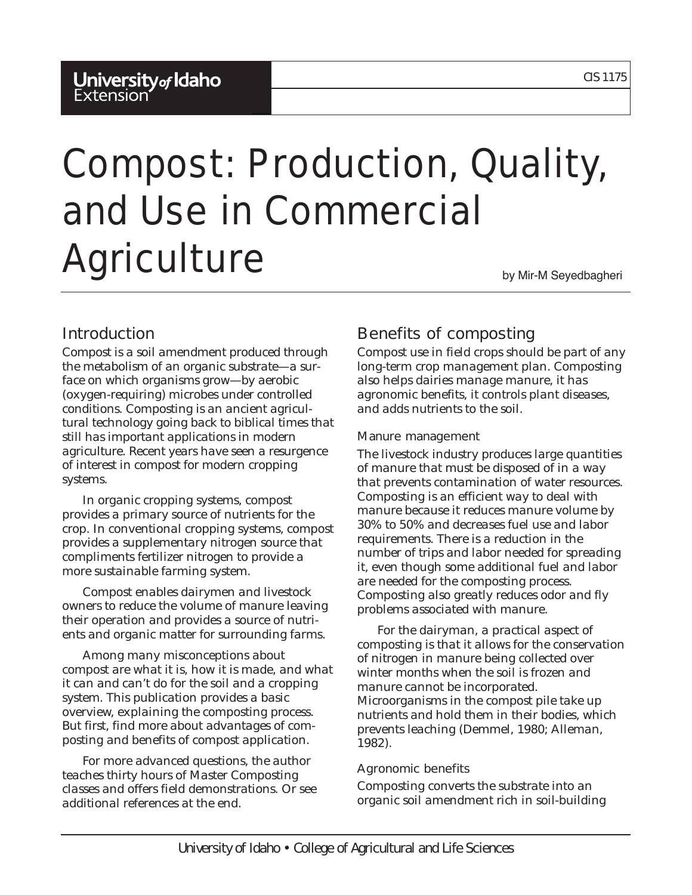# Compost: Production, Quality, and Use in Commercial Agriculture

by Mir-M Seyedbagheri

## Introduction

Compost is a soil amendment produced through the metabolism of an organic substrate—a surface on which organisms grow—by aerobic (oxygen-requiring) microbes under controlled conditions. Composting is an ancient agricultural technology going back to biblical times that still has important applications in modern agriculture. Recent years have seen a resurgence of interest in compost for modern cropping systems.

In organic cropping systems, compost provides a primary source of nutrients for the crop. In conventional cropping systems, compost provides a supplementary nitrogen source that compliments fertilizer nitrogen to provide a more sustainable farming system.

Compost enables dairymen and livestock owners to reduce the volume of manure leaving their operation and provides a source of nutrients and organic matter for surrounding farms.

Among many misconceptions about compost are what it is, how it is made, and what it can and can't do for the soil and a cropping system. This publication provides a basic overview, explaining the composting process. But first, find more about advantages of composting and benefits of compost application.

For more advanced questions, the author teaches thirty hours of Master Composting classes and offers field demonstrations. Or see additional references at the end.

## Benefits of composting

Compost use in field crops should be part of any long-term crop management plan. Composting also helps dairies manage manure, it has agronomic benefits, it controls plant diseases, and adds nutrients to the soil.

### Manure management

The livestock industry produces large quantities of manure that must be disposed of in a way that prevents contamination of water resources. Composting is an efficient way to deal with manure because it reduces manure volume by 30% to 50% and decreases fuel use and labor requirements. There is a reduction in the number of trips and labor needed for spreading it, even though some additional fuel and labor are needed for the composting process. Composting also greatly reduces odor and fly problems associated with manure.

For the dairyman, a practical aspect of composting is that it allows for the conservation of nitrogen in manure being collected over winter months when the soil is frozen and manure cannot be incorporated. Microorganisms in the compost pile take up nutrients and hold them in their bodies, which prevents leaching (Demmel, 1980; Alleman, 1982).

### Agronomic benefits

Composting converts the substrate into an organic soil amendment rich in soil-building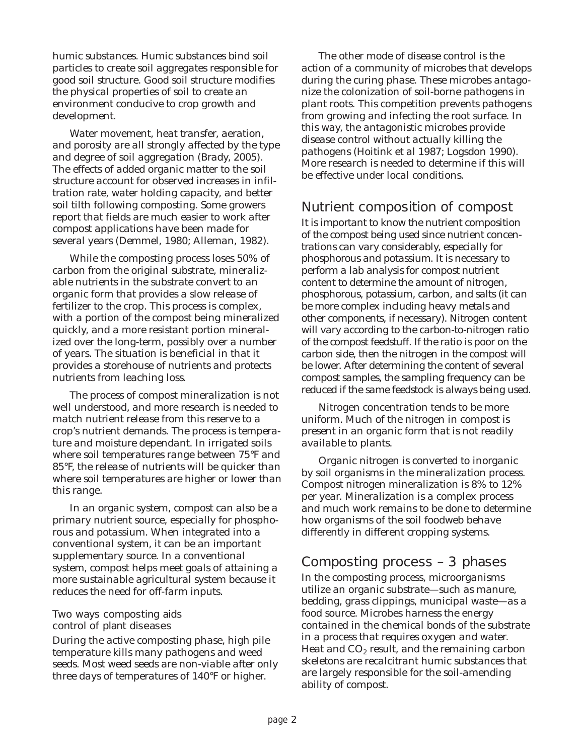humic substances. Humic substances bind soil particles to create soil aggregates responsible for good soil structure. Good soil structure modifies the physical properties of soil to create an environment conducive to crop growth and development.

Water movement, heat transfer, aeration, and porosity are all strongly affected by the type and degree of soil aggregation (Brady, 2005). The effects of added organic matter to the soil structure account for observed increases in infiltration rate, water holding capacity, and better soil tilth following composting. Some growers report that fields are much easier to work after compost applications have been made for several years (Demmel, 1980; Alleman, 1982).

While the composting process loses 50% of carbon from the original substrate, mineralizable nutrients in the substrate convert to an organic form that provides a slow release of fertilizer to the crop. This process is complex, with a portion of the compost being mineralized quickly, and a more resistant portion mineralized over the long-term, possibly over a number of years. The situation is beneficial in that it provides a storehouse of nutrients and protects nutrients from leaching loss.

The process of compost mineralization is not well understood, and more research is needed to match nutrient release from this reserve to a crop's nutrient demands. The process is temperature and moisture dependant. In irrigated soils where soil temperatures range between 75°F and 85°F, the release of nutrients will be quicker than where soil temperatures are higher or lower than this range.

In an organic system, compost can also be a primary nutrient source, especially for phosphorous and potassium. When integrated into a conventional system, it can be an important supplementary source. In a conventional system, compost helps meet goals of attaining a more sustainable agricultural system because it reduces the need for off-farm inputs.

### Two ways composting aids control of plant diseases

During the active composting phase, high pile temperature kills many pathogens and weed seeds. Most weed seeds are non-viable after only three days of temperatures of 140°F or higher.

The other mode of disease control is the action of a community of microbes that develops during the curing phase. These microbes antagonize the colonization of soil-borne pathogens in plant roots. This competition prevents pathogens from growing and infecting the root surface. In this way, the antagonistic microbes provide disease control without actually killing the pathogens (Hoitink et al 1987; Logsdon 1990). More research is needed to determine if this will be effective under local conditions.

## Nutrient composition of compost

It is important to know the nutrient composition of the compost being used since nutrient concentrations can vary considerably, especially for phosphorous and potassium. It is necessary to perform a lab analysis for compost nutrient content to determine the amount of nitrogen, phosphorous, potassium, carbon, and salts (it can be more complex including heavy metals and other components, if necessary). Nitrogen content will vary according to the carbon-to-nitrogen ratio of the compost feedstuff. If the ratio is poor on the carbon side, then the nitrogen in the compost will be lower. After determining the content of several compost samples, the sampling frequency can be reduced if the same feedstock is always being used.

Nitrogen concentration tends to be more uniform. Much of the nitrogen in compost is present in an organic form that is not readily available to plants.

Organic nitrogen is converted to inorganic by soil organisms in the mineralization process. Compost nitrogen mineralization is 8% to 12% per year. Mineralization is a complex process and much work remains to be done to determine how organisms of the soil foodweb behave differently in different cropping systems.

## Composting process – 3 phases

In the composting process, microorganisms utilize an organic substrate—such as manure, bedding, grass clippings, municipal waste—as a food source. Microbes harness the energy contained in the chemical bonds of the substrate in a process that requires oxygen and water. Heat and $CO_2$ result, and the remaining carbon skeletons are recalcitrant humic substances that are largely responsible for the soil-amending ability of compost.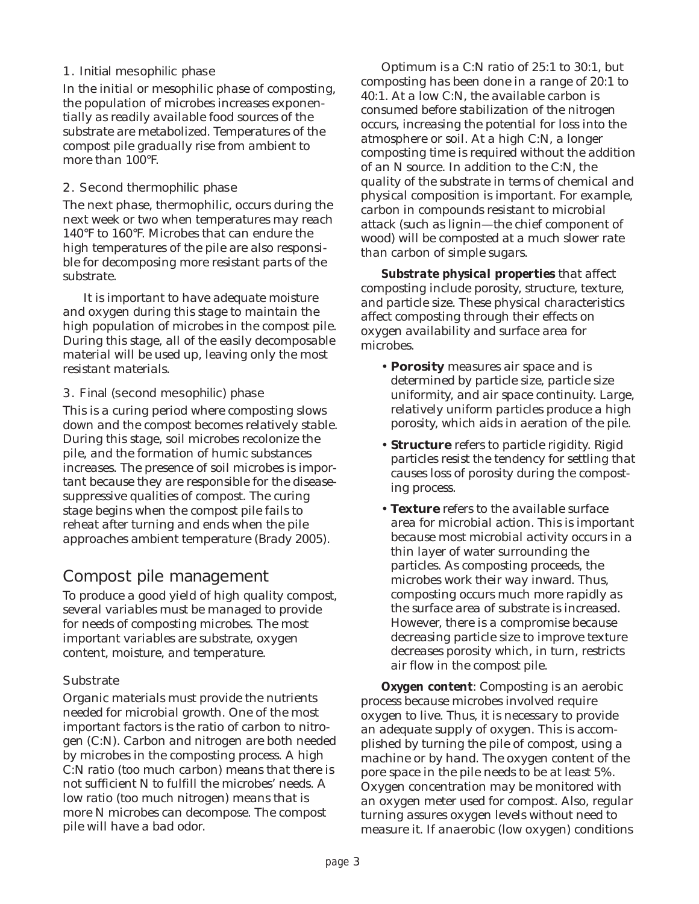### 1. Initial mesophilic phase

In the initial or mesophilic phase of composting, the population of microbes increases exponentially as readily available food sources of the substrate are metabolized. Temperatures of the compost pile gradually rise from ambient to more than 100°F.

### 2. Second thermophilic phase

The next phase, thermophilic, occurs during the next week or two when temperatures may reach 140°F to 160°F. Microbes that can endure the high temperatures of the pile are also responsible for decomposing more resistant parts of the substrate.

It is important to have adequate moisture and oxygen during this stage to maintain the high population of microbes in the compost pile. During this stage, all of the easily decomposable material will be used up, leaving only the most resistant materials.

### 3. Final (second mesophilic) phase

This is a curing period where composting slows down and the compost becomes relatively stable. During this stage, soil microbes recolonize the pile, and the formation of humic substances increases. The presence of soil microbes is important because they are responsible for the disease-suppressive qualities of compost. The curing stage begins when the compost pile fails to reheat after turning and ends when the pile approaches ambient temperature (Brady 2005).

## Compost pile management

To produce a good yield of high quality compost, several variables must be managed to provide for needs of composting microbes. The most important variables are substrate, oxygen content, moisture, and temperature.

### Substrate

Organic materials must provide the nutrients needed for microbial growth. One of the most important factors is the ratio of carbon to nitrogen (C:N). Carbon and nitrogen are both needed by microbes in the composting process. A high C:N ratio (too much carbon) means that there is not sufficient N to fulfill the microbes' needs. A low ratio (too much nitrogen) means that is more N microbes can decompose. The compost pile will have a bad odor.

Optimum is a C:N ratio of 25:1 to 30:1, but composting has been done in a range of 20:1 to 40:1. At a low C:N, the available carbon is consumed before stabilization of the nitrogen occurs, increasing the potential for loss into the atmosphere or soil. At a high C:N, a longer composting time is required without the addition of an N source. In addition to the C:N, the quality of the substrate in terms of chemical and physical composition is important. For example, carbon in compounds resistant to microbial attack (such as lignin—the chief component of wood) will be composted at a much slower rate than carbon of simple sugars.

***Substrate physical properties*** that affect composting include porosity, structure, texture, and particle size. These physical characteristics affect composting through their effects on oxygen availability and surface area for microbes.

- **Porosity** measures air space and is determined by particle size, particle size uniformity, and air space continuity. Large, relatively uniform particles produce a high porosity, which aids in aeration of the pile.
- **Structure** refers to particle rigidity. Rigid particles resist the tendency for settling that causes loss of porosity during the composting process.
- **Texture** refers to the available surface area for microbial action. This is important because most microbial activity occurs in a thin layer of water surrounding the particles. As composting proceeds, the microbes work their way inward. Thus, composting occurs much more rapidly as the surface area of substrate is increased. However, there is a compromise because decreasing particle size to improve texture decreases porosity which, in turn, restricts air flow in the compost pile.

***Oxygen content***: Composting is an aerobic process because microbes involved require oxygen to live. Thus, it is necessary to provide an adequate supply of oxygen. This is accomplished by turning the pile of compost, using a machine or by hand. The oxygen content of the pore space in the pile needs to be at least 5%. Oxygen concentration may be monitored with an oxygen meter used for compost. Also, regular turning assures oxygen levels without need to measure it. If anaerobic (low oxygen) conditions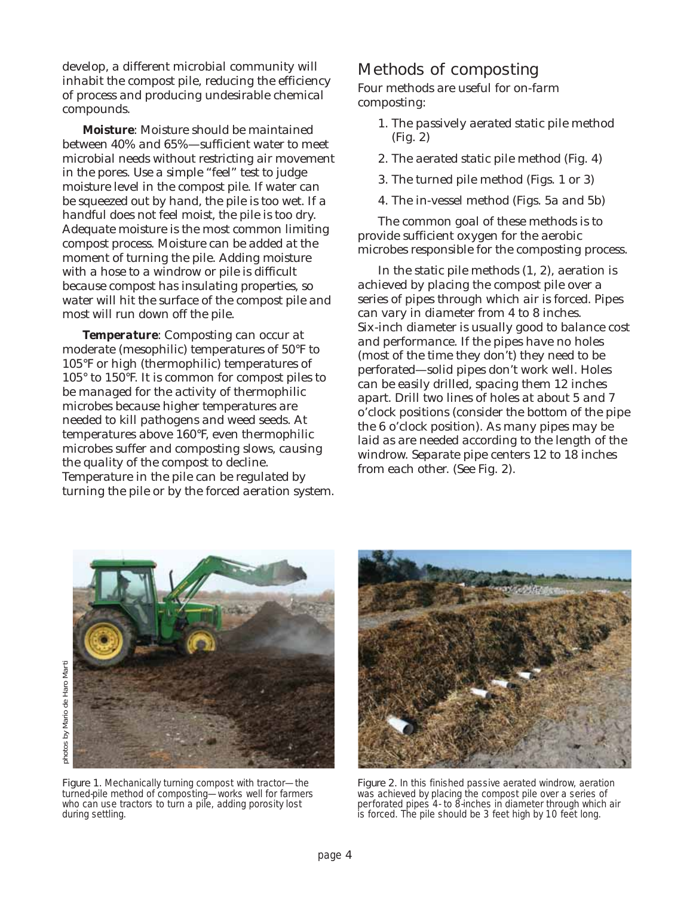develop, a different microbial community will inhabit the compost pile, reducing the efficiency of process and producing undesirable chemical compounds.

**Moisture**: Moisture should be maintained between 40% and 65%—sufficient water to meet microbial needs without restricting air movement in the pores. Use a simple "feel" test to judge moisture level in the compost pile. If water can be squeezed out by hand, the pile is too wet. If a handful does not feel moist, the pile is too dry. Adequate moisture is the most common limiting compost process. Moisture can be added at the moment of turning the pile. Adding moisture with a hose to a windrow or pile is difficult because compost has insulating properties, so water will hit the surface of the compost pile and most will run down off the pile.

**Temperature**: Composting can occur at moderate (mesophilic) temperatures of 50°F to 105°F or high (thermophilic) temperatures of 105° to 150°F. It is common for compost piles to be managed for the activity of thermophilic microbes because higher temperatures are needed to kill pathogens and weed seeds. At temperatures above 160°F, even thermophilic microbes suffer and composting slows, causing the quality of the compost to decline. Temperature in the pile can be regulated by turning the pile or by the forced aeration system.

## Methods of composting

Four methods are useful for on-farm composting:

1. The passively aerated static pile method (Fig. 2)
2. The aerated static pile method (Fig. 4)
3. The turned pile method (Figs. 1 or 3)
4. The in-vessel method (Figs. 5a and 5b)

The common goal of these methods is to provide sufficient oxygen for the aerobic microbes responsible for the composting process.

In the static pile methods (1, 2), aeration is achieved by placing the compost pile over a series of pipes through which air is forced. Pipes can vary in diameter from 4 to 8 inches. Six-inch diameter is usually good to balance cost and performance. If the pipes have no holes (most of the time they don't) they need to be perforated—solid pipes don't work well. Holes can be easily drilled, spacing them 12 inches apart. Drill two lines of holes at about 5 and 7 o'clock positions (consider the bottom of the pipe the 6 o'clock position). As many pipes may be laid as are needed according to the length of the windrow. Separate pipe centers 12 to 18 inches from each other. (See Fig. 2).

photos by Mario de Haro Marti

Figure 1. Mechanically turning compost with tractor—the turned-pile method of composting—works well for farmers who can use tractors to turn a pile, adding porosity lost during settling.

Figure 2. In this finished passive aerated windrow, aeration was achieved by placing the compost pile over a series of perforated pipes 4- to 8-inches in diameter through which air is forced. The pile should be 3 feet high by 10 feet long.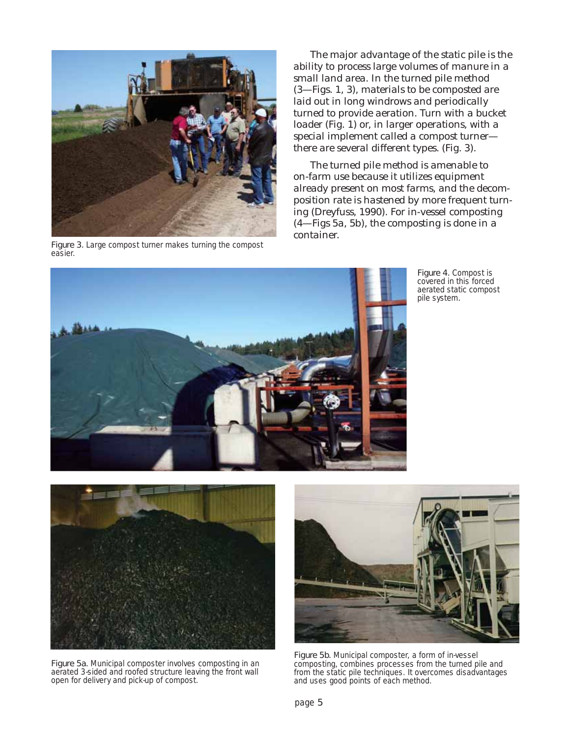The major advantage of the static pile is the ability to process large volumes of manure in a small land area. In the turned pile method (3—Figs. 1, 3), materials to be composted are laid out in long windrows and periodically turned to provide aeration. Turn with a bucket loader (Fig. 1) or, in larger operations, with a special implement called a compost turner—there are several different types. (Fig. 3).

The turned pile method is amenable to on-farm use because it utilizes equipment already present on most farms, and the decomposition rate is hastened by more frequent turning (Dreyfuss, 1990). For in-vessel composting (4—Figs 5a, 5b), the composting is done in a container.

Figure 3. Large compost turner makes turning the compost easier.

Figure 4. Compost is covered in this forced aerated static compost pile system.

Figure 5a. Municipal composter involves composting in an aerated 3-sided and roofed structure leaving the front wall open for delivery and pick-up of compost.

Figure 5b. Municipal composter, a form of in-vessel composting, combines processes from the turned pile and from the static pile techniques. It overcomes disadvantages and uses good points of each method.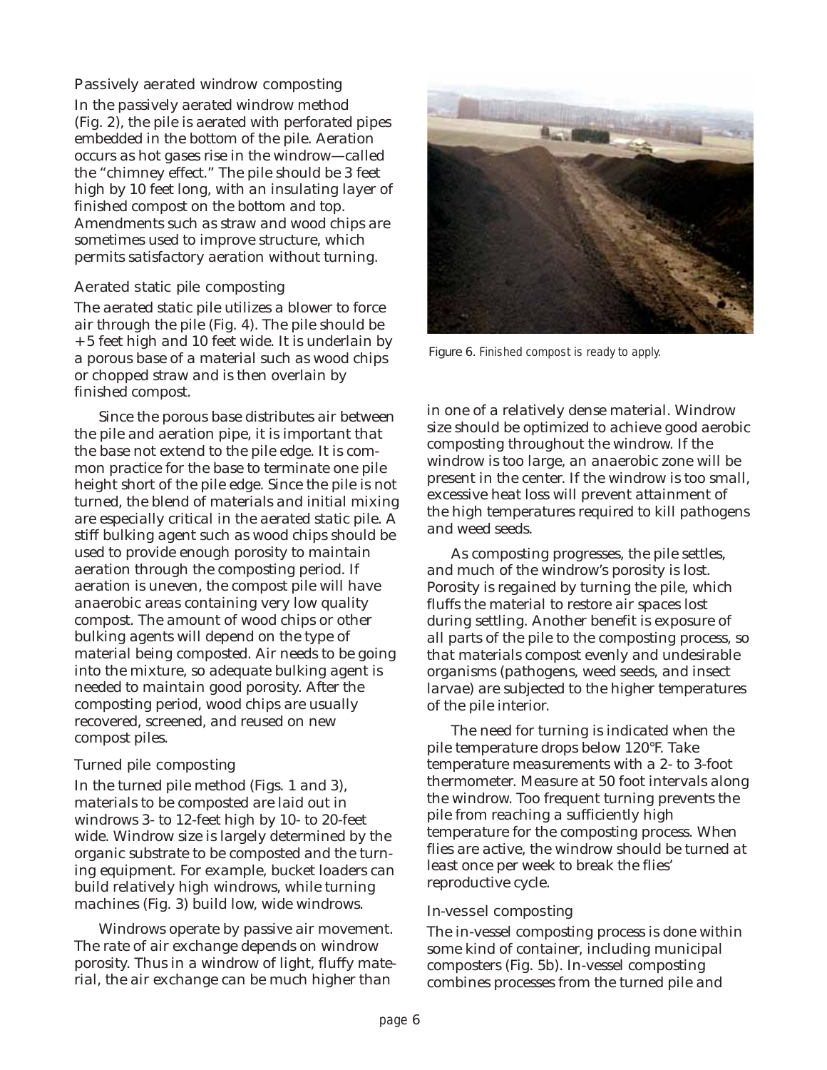### Passively aerated windrow composting

In the passively aerated windrow method (Fig. 2), the pile is aerated with perforated pipes embedded in the bottom of the pile. Aeration occurs as hot gases rise in the windrow—called the "chimney effect." The pile should be 3 feet high by 10 feet long, with an insulating layer of finished compost on the bottom and top. Amendments such as straw and wood chips are sometimes used to improve structure, which permits satisfactory aeration without turning.

### Aerated static pile composting

The aerated static pile utilizes a blower to force air through the pile (Fig. 4). The pile should be +5 feet high and 10 feet wide. It is underlain by a porous base of a material such as wood chips or chopped straw and is then overlain by finished compost.

Since the porous base distributes air between the pile and aeration pipe, it is important that the base not extend to the pile edge. It is common practice for the base to terminate one pile height short of the pile edge. Since the pile is not turned, the blend of materials and initial mixing are especially critical in the aerated static pile. A stiff bulking agent such as wood chips should be used to provide enough porosity to maintain aeration through the composting period. If aeration is uneven, the compost pile will have anaerobic areas containing very low quality compost. The amount of wood chips or other bulking agents will depend on the type of material being composted. Air needs to be going into the mixture, so adequate bulking agent is needed to maintain good porosity. After the composting period, wood chips are usually recovered, screened, and reused on new compost piles.

### Turned pile composting

In the turned pile method (Figs. 1 and 3), materials to be composted are laid out in windrows 3- to 12-feet high by 10- to 20-feet wide. Windrow size is largely determined by the organic substrate to be composted and the turning equipment. For example, bucket loaders can build relatively high windrows, while turning machines (Fig. 3) build low, wide windrows.

Windrows operate by passive air movement. The rate of air exchange depends on windrow porosity. Thus in a windrow of light, fluffy material, the air exchange can be much higher than in one of a relatively dense material. Windrow size should be optimized to achieve good aerobic composting throughout the windrow. If the windrow is too large, an anaerobic zone will be present in the center. If the windrow is too small, excessive heat loss will prevent attainment of the high temperatures required to kill pathogens and weed seeds.

Figure 6. Finished compost is ready to apply.

As composting progresses, the pile settles, and much of the windrow's porosity is lost. Porosity is regained by turning the pile, which fluffs the material to restore air spaces lost during settling. Another benefit is exposure of all parts of the pile to the composting process, so that materials compost evenly and undesirable organisms (pathogens, weed seeds, and insect larvae) are subjected to the higher temperatures of the pile interior.

The need for turning is indicated when the pile temperature drops below 120°F. Take temperature measurements with a 2- to 3-foot thermometer. Measure at 50 foot intervals along the windrow. Too frequent turning prevents the pile from reaching a sufficiently high temperature for the composting process. When flies are active, the windrow should be turned at least once per week to break the flies' reproductive cycle.

### In-vessel composting

The in-vessel composting process is done within some kind of container, including municipal composters (Fig. 5b). In-vessel composting combines processes from the turned pile and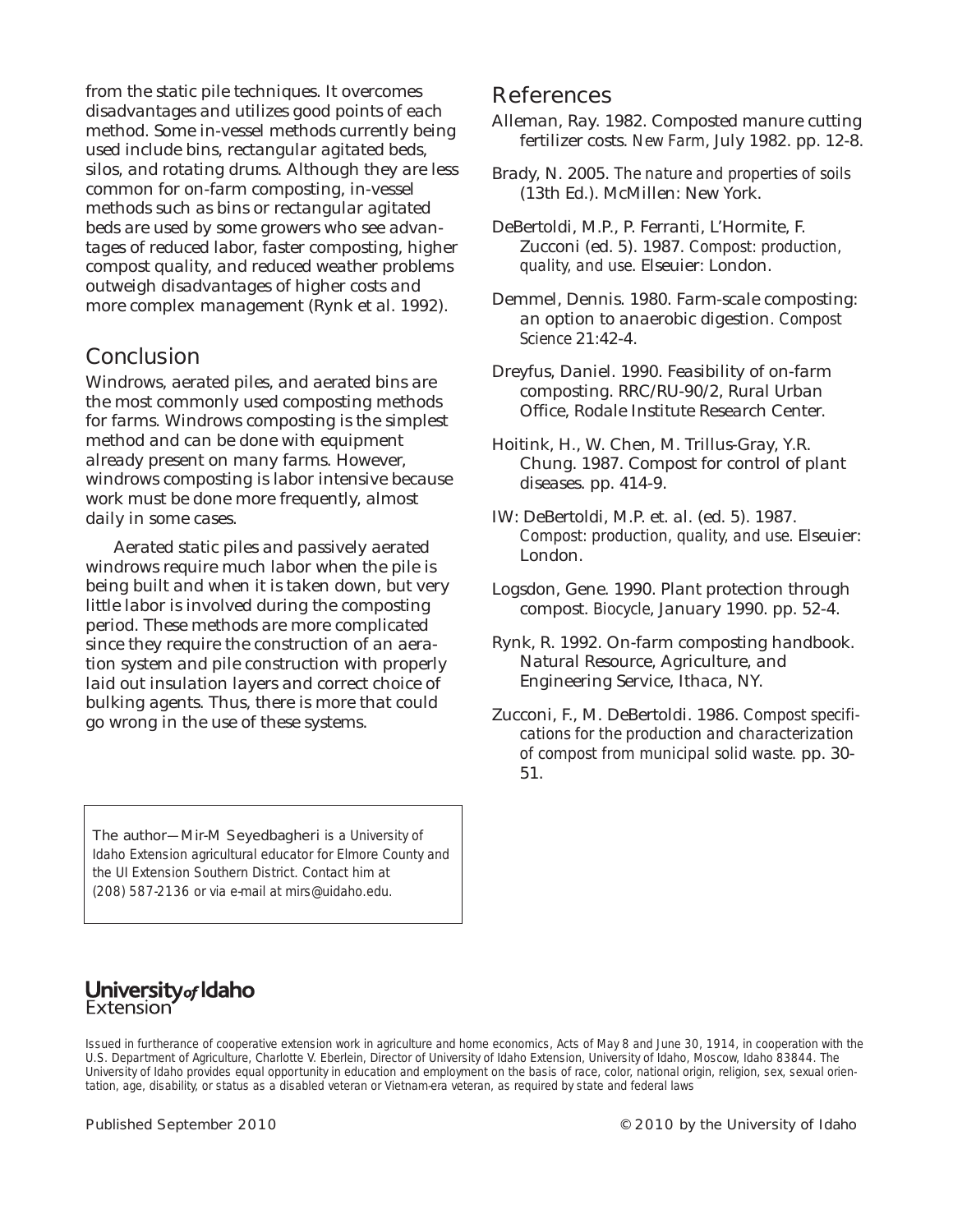from the static pile techniques. It overcomes disadvantages and utilizes good points of each method. Some in-vessel methods currently being used include bins, rectangular agitated beds, silos, and rotating drums. Although they are less common for on-farm composting, in-vessel methods such as bins or rectangular agitated beds are used by some growers who see advantages of reduced labor, faster composting, higher compost quality, and reduced weather problems outweigh disadvantages of higher costs and more complex management (Rynk et al. 1992).

## Conclusion

Windrows, aerated piles, and aerated bins are the most commonly used composting methods for farms. Windrows composting is the simplest method and can be done with equipment already present on many farms. However, windrows composting is labor intensive because work must be done more frequently, almost daily in some cases.

Aerated static piles and passively aerated windrows require much labor when the pile is being built and when it is taken down, but very little labor is involved during the composting period. These methods are more complicated since they require the construction of an aeration system and pile construction with properly laid out insulation layers and correct choice of bulking agents. Thus, there is more that could go wrong in the use of these systems.

The author—Mir-M Seyedbagheri is a University of Idaho Extension agricultural educator for Elmore County and the UI Extension Southern District. Contact him at (208) 587-2136 or via e-mail at mirs@uidaho.edu.

## References

Alleman, Ray. 1982. Composted manure cutting fertilizer costs. *New Farm*, July 1982. pp. 12-8.

Brady, N. 2005. *The nature and properties of soils* (13th Ed.). McMillen: New York.

DeBertoldi, M.P., P. Ferranti, L'Hormite, F. Zucconi (ed. 5). 1987. *Compost: production, quality, and use*. Elseuier: London.

Demmel, Dennis. 1980. Farm-scale composting: an option to anaerobic digestion. *Compost Science* 21:42-4.

Dreyfus, Daniel. 1990. Feasibility of on-farm composting. RRC/RU-90/2, Rural Urban Office, Rodale Institute Research Center.

Hoitink, H., W. Chen, M. Trillus-Gray, Y.R. Chung. 1987. Compost for control of plant diseases. pp. 414-9.

IW: DeBertoldi, M.P. et. al. (ed. 5). 1987. *Compost: production, quality, and use*. Elseuier: London.

Logsdon, Gene. 1990. Plant protection through compost. *Biocycle*, January 1990. pp. 52-4.

Rynk, R. 1992. On-farm composting handbook. Natural Resource, Agriculture, and Engineering Service, Ithaca, NY.

Zucconi, F., M. DeBertoldi. 1986. *Compost specifications for the production and characterization of compost from municipal solid waste*. pp. 30-51.

University of Idaho Extension

Issued in furtherance of cooperative extension work in agriculture and home economics, Acts of May 8 and June 30, 1914, in cooperation with the U.S. Department of Agriculture, Charlotte V. Eberlein, Director of University of Idaho Extension, University of Idaho, Moscow, Idaho 83844. The University of Idaho provides equal opportunity in education and employment on the basis of race, color, national origin, religion, sex, sexual orientation, age, disability, or status as a disabled veteran or Vietnam-era veteran, as required by state and federal laws

Published September 2010

© 2010 by the University of Idaho